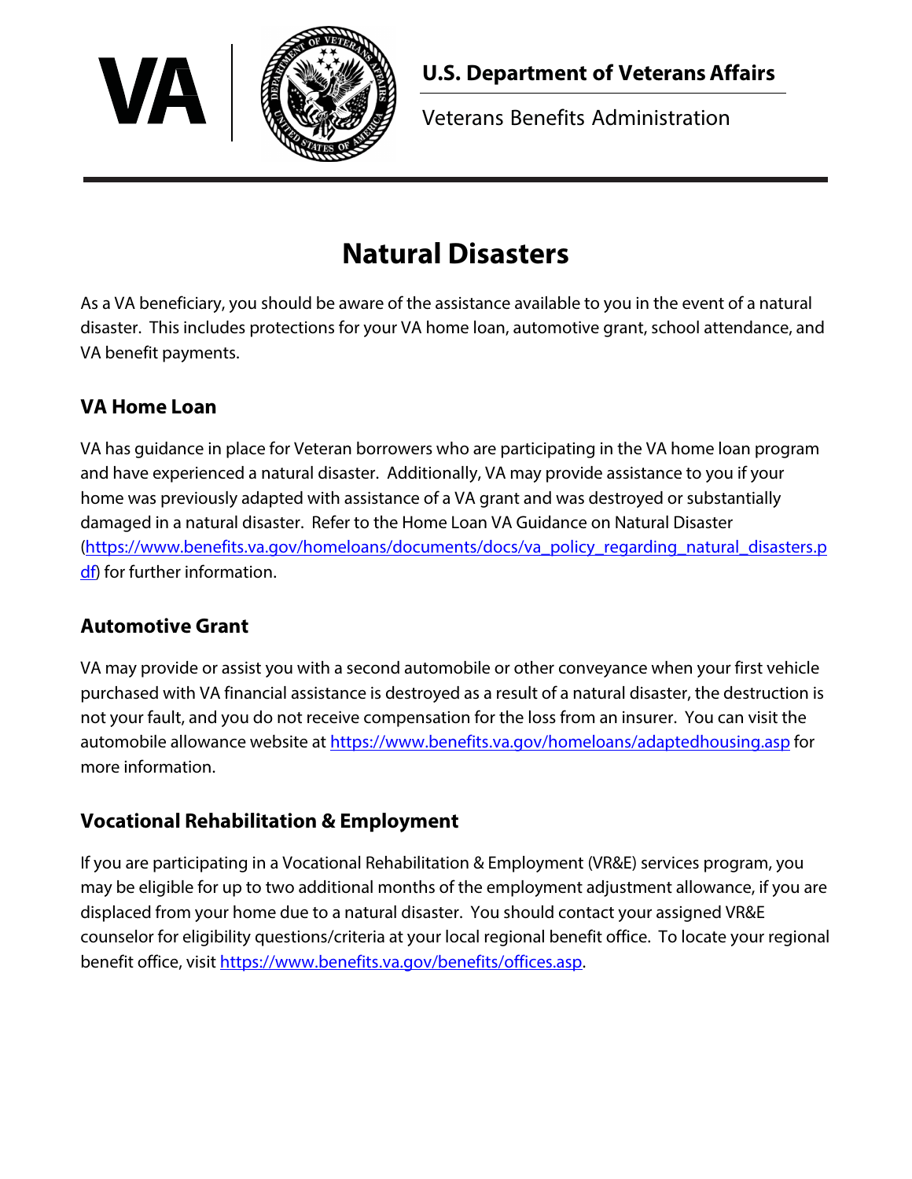U.S. Department of Veterans Affairs

Veterans Benefits Administration

# Natural Disasters

As a VA beneficiary, you should be aware of the assistance available to you in the event of a natural disaster. This includes protections for your VA home loan, automotive grant, school attendance, and VA benefit payments.

## VA Home Loan

VA has guidance in place for Veteran borrowers who are participating in the VA home loan program and have experienced a natural disaster. Additionally, VA may provide assistance to you if your home was previously adapted with assistance of a VA grant and was destroyed or substantially damaged in a natural disaster. Refer to the Home Loan VA Guidance on Natural Disaster (https://www.benefits.va.gov/homeloans/documents/docs/va_policy_regarding_natural_disasters.pdf) for further information.

## Automotive Grant

VA may provide or assist you with a second automobile or other conveyance when your first vehicle purchased with VA financial assistance is destroyed as a result of a natural disaster, the destruction is not your fault, and you do not receive compensation for the loss from an insurer. You can visit the automobile allowance website at https://www.benefits.va.gov/homeloans/adaptedhousing.asp for more information.

## Vocational Rehabilitation & Employment

If you are participating in a Vocational Rehabilitation & Employment (VR&E) services program, you may be eligible for up to two additional months of the employment adjustment allowance, if you are displaced from your home due to a natural disaster. You should contact your assigned VR&E counselor for eligibility questions/criteria at your local regional benefit office. To locate your regional benefit office, visit https://www.benefits.va.gov/benefits/offices.asp.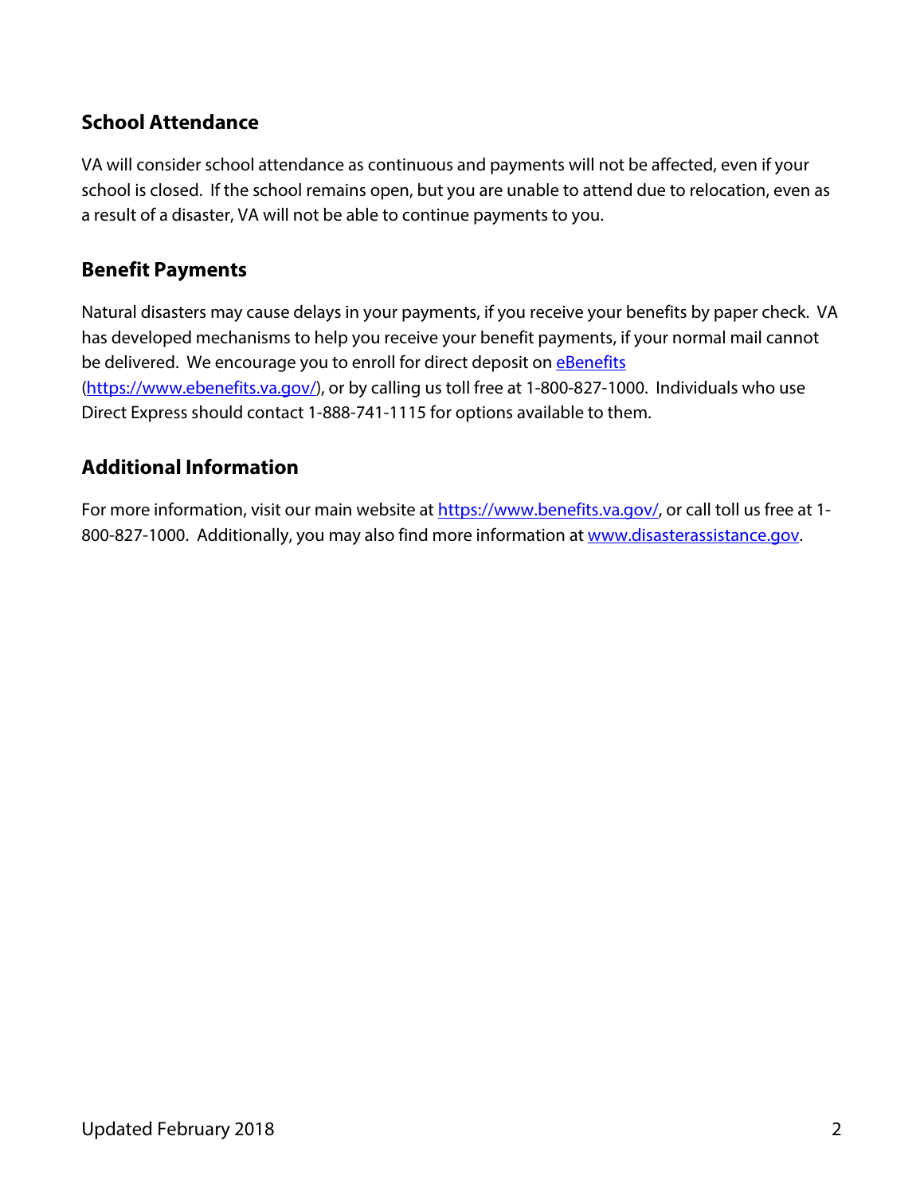## School Attendance

VA will consider school attendance as continuous and payments will not be affected, even if your school is closed. If the school remains open, but you are unable to attend due to relocation, even as a result of a disaster, VA will not be able to continue payments to you.

## Benefit Payments

Natural disasters may cause delays in your payments, if you receive your benefits by paper check. VA has developed mechanisms to help you receive your benefit payments, if your normal mail cannot be delivered. We encourage you to enroll for direct deposit on [eBenefits](https://www.ebenefits.va.gov/) ([https://www.ebenefits.va.gov/](https://www.ebenefits.va.gov/)), or by calling us toll free at 1-800-827-1000. Individuals who use Direct Express should contact 1-888-741-1115 for options available to them.

## Additional Information

For more information, visit our main website at [https://www.benefits.va.gov/](https://www.benefits.va.gov/), or call toll us free at 1-800-827-1000. Additionally, you may also find more information at [www.disasterassistance.gov](http://www.disasterassistance.gov).

Updated February 2018